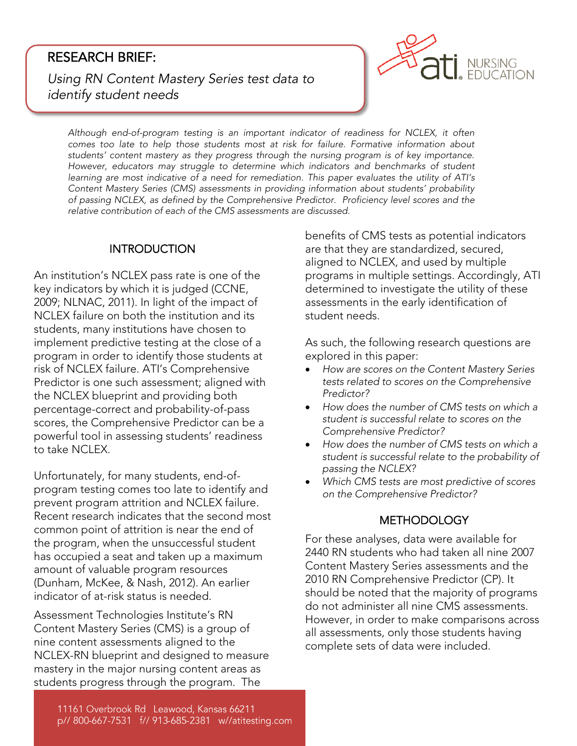# RESEARCH BRIEF:

*Using RN Content Mastery Series test data to identify student needs*

*Although end-of-program testing is an important indicator of readiness for NCLEX, it often comes too late to help those students most at risk for failure. Formative information about students' content mastery as they progress through the nursing program is of key importance. However, educators may struggle to determine which indicators and benchmarks of student learning are most indicative of a need for remediation. This paper evaluates the utility of ATI's Content Mastery Series (CMS) assessments in providing information about students' probability of passing NCLEX, as defined by the Comprehensive Predictor. Proficiency level scores and the relative contribution of each of the CMS assessments are discussed.*

## INTRODUCTION

An institution's NCLEX pass rate is one of the key indicators by which it is judged (CCNE, 2009; NLNAC, 2011). In light of the impact of NCLEX failure on both the institution and its students, many institutions have chosen to implement predictive testing at the close of a program in order to identify those students at risk of NCLEX failure. ATI's Comprehensive Predictor is one such assessment; aligned with the NCLEX blueprint and providing both percentage-correct and probability-of-pass scores, the Comprehensive Predictor can be a powerful tool in assessing students' readiness to take NCLEX.

Unfortunately, for many students, end-of-program testing comes too late to identify and prevent program attrition and NCLEX failure. Recent research indicates that the second most common point of attrition is near the end of the program, when the unsuccessful student has occupied a seat and taken up a maximum amount of valuable program resources (Dunham, McKee, & Nash, 2012). An earlier indicator of at-risk status is needed.

Assessment Technologies Institute's RN Content Mastery Series (CMS) is a group of nine content assessments aligned to the NCLEX-RN blueprint and designed to measure mastery in the major nursing content areas as students progress through the program. The benefits of CMS tests as potential indicators are that they are standardized, secured, aligned to NCLEX, and used by multiple programs in multiple settings. Accordingly, ATI determined to investigate the utility of these assessments in the early identification of student needs.

As such, the following research questions are explored in this paper:

- *How are scores on the Content Mastery Series tests related to scores on the Comprehensive Predictor?*
- *How does the number of CMS tests on which a student is successful relate to scores on the Comprehensive Predictor?*
- *How does the number of CMS tests on which a student is successful relate to the probability of passing the NCLEX?*
- *Which CMS tests are most predictive of scores on the Comprehensive Predictor?*

## METHODOLOGY

For these analyses, data were available for 2440 RN students who had taken all nine 2007 Content Mastery Series assessments and the 2010 RN Comprehensive Predictor (CP). It should be noted that the majority of programs do not administer all nine CMS assessments. However, in order to make comparisons across all assessments, only those students having complete sets of data were included.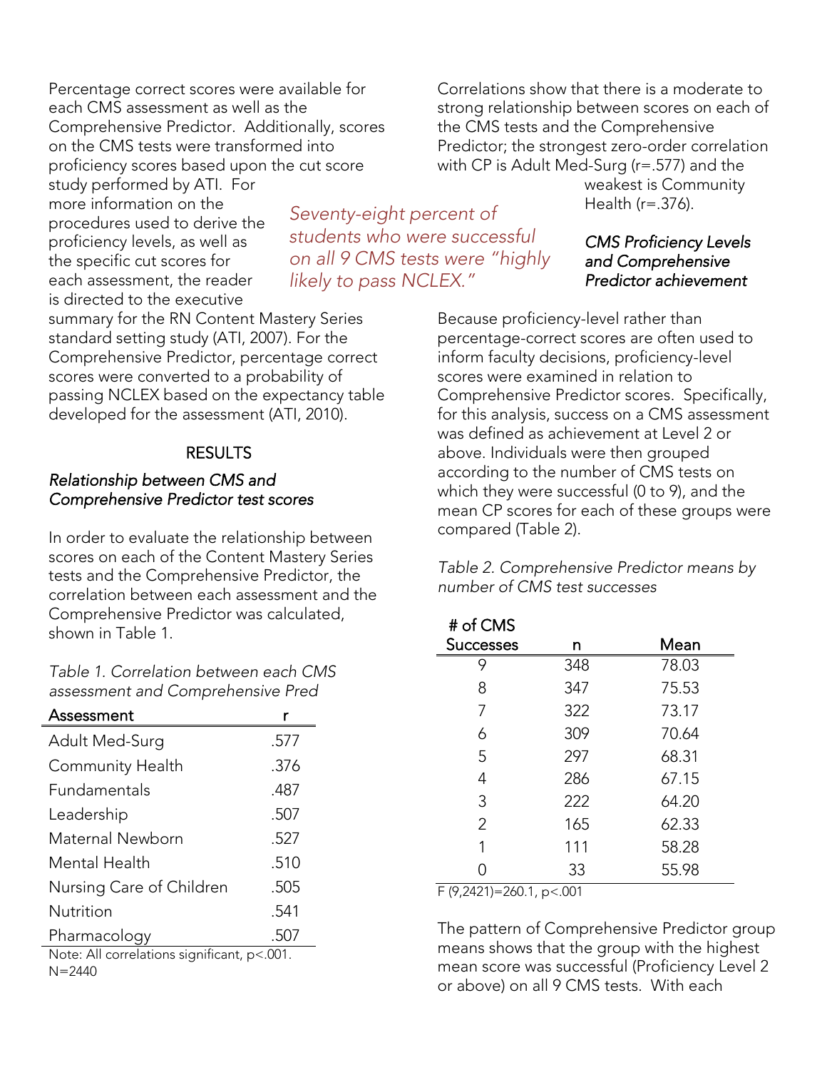Percentage correct scores were available for each CMS assessment as well as the Comprehensive Predictor. Additionally, scores on the CMS tests were transformed into proficiency scores based upon the cut score study performed by ATI. For more information on the procedures used to derive the proficiency levels, as well as the specific cut scores for each assessment, the reader is directed to the executive summary for the RN Content Mastery Series standard setting study (ATI, 2007). For the Comprehensive Predictor, percentage correct scores were converted to a probability of passing NCLEX based on the expectancy table developed for the assessment (ATI, 2010).

*Seventy-eight percent of students who were successful on all 9 CMS tests were "highly likely to pass NCLEX."*

## RESULTS

### *Relationship between CMS and Comprehensive Predictor test scores*

In order to evaluate the relationship between scores on each of the Content Mastery Series tests and the Comprehensive Predictor, the correlation between each assessment and the Comprehensive Predictor was calculated, shown in Table 1.

*Table 1. Correlation between each CMS assessment and Comprehensive Pred*

| Assessment | r |
|---|---|
| Adult Med-Surg | .577 |
| Community Health | .376 |
| Fundamentals | .487 |
| Leadership | .507 |
| Maternal Newborn | .527 |
| Mental Health | .510 |
| Nursing Care of Children | .505 |
| Nutrition | .541 |
| Pharmacology | .507 |

Note: All correlations significant, $p<.001$. N=2440

Correlations show that there is a moderate to strong relationship between scores on each of the CMS tests and the Comprehensive Predictor; the strongest zero-order correlation with CP is Adult Med-Surg ($r=.577$) and the weakest is Community Health ($r=.376$).

### *CMS Proficiency Levels and Comprehensive Predictor achievement*

Because proficiency-level rather than percentage-correct scores are often used to inform faculty decisions, proficiency-level scores were examined in relation to Comprehensive Predictor scores. Specifically, for this analysis, success on a CMS assessment was defined as achievement at Level 2 or above. Individuals were then grouped according to the number of CMS tests on which they were successful (0 to 9), and the mean CP scores for each of these groups were compared (Table 2).

*Table 2. Comprehensive Predictor means by number of CMS test successes*

| # of CMS Successes | n | Mean |
|---|---|---|
| 9 | 348 | 78.03 |
| 8 | 347 | 75.53 |
| 7 | 322 | 73.17 |
| 6 | 309 | 70.64 |
| 5 | 297 | 68.31 |
| 4 | 286 | 67.15 |
| 3 | 222 | 64.20 |
| 2 | 165 | 62.33 |
| 1 | 111 | 58.28 |
| 0 | 33 | 55.98 |

$F(9,2421)=260.1$, $p<.001$

The pattern of Comprehensive Predictor group means shows that the group with the highest mean score was successful (Proficiency Level 2 or above) on all 9 CMS tests. With each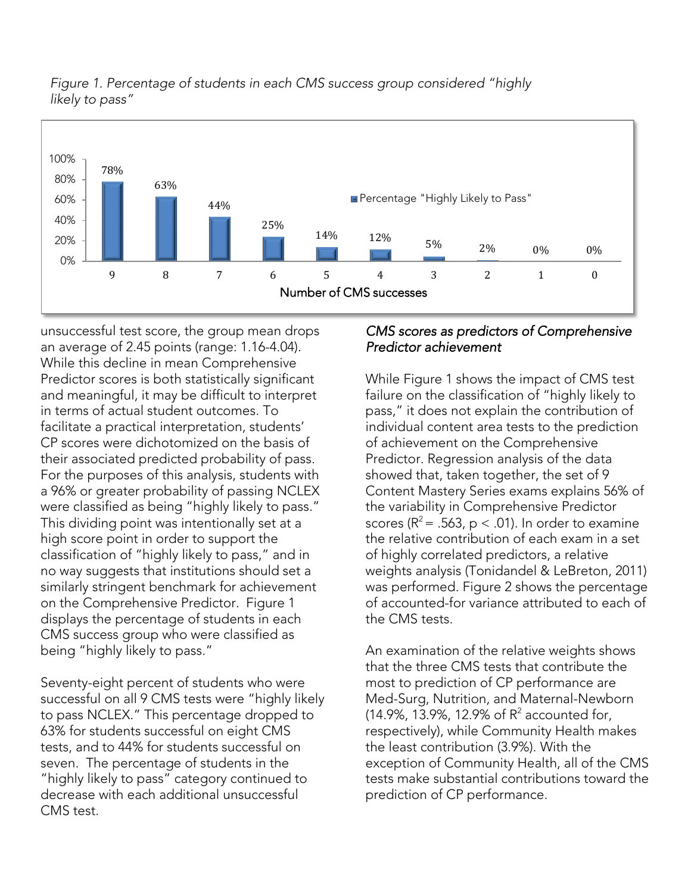*Figure 1. Percentage of students in each CMS success group considered "highly likely to pass"*

| Number of CMS successes | 9 | 8 | 7 | 6 | 5 | 4 | 3 | 2 | 1 | 0 |
|---|---|---|---|---|---|---|---|---|---|---|
| Percentage "Highly Likely to Pass" | 78% | 63% | 44% | 25% | 14% | 12% | 5% | 2% | 0% | 0% |

unsuccessful test score, the group mean drops an average of 2.45 points (range: 1.16-4.04). While this decline in mean Comprehensive Predictor scores is both statistically significant and meaningful, it may be difficult to interpret in terms of actual student outcomes. To facilitate a practical interpretation, students' CP scores were dichotomized on the basis of their associated predicted probability of pass. For the purposes of this analysis, students with a 96% or greater probability of passing NCLEX were classified as being "highly likely to pass." This dividing point was intentionally set at a high score point in order to support the classification of "highly likely to pass," and in no way suggests that institutions should set a similarly stringent benchmark for achievement on the Comprehensive Predictor. Figure 1 displays the percentage of students in each CMS success group who were classified as being "highly likely to pass."

Seventy-eight percent of students who were successful on all 9 CMS tests were "highly likely to pass NCLEX." This percentage dropped to 63% for students successful on eight CMS tests, and to 44% for students successful on seven. The percentage of students in the "highly likely to pass" category continued to decrease with each additional unsuccessful CMS test.

### *CMS scores as predictors of Comprehensive Predictor achievement*

While Figure 1 shows the impact of CMS test failure on the classification of "highly likely to pass," it does not explain the contribution of individual content area tests to the prediction of achievement on the Comprehensive Predictor. Regression analysis of the data showed that, taken together, the set of 9 Content Mastery Series exams explains 56% of the variability in Comprehensive Predictor scores ($R^2 = .563$, $p < .01$). In order to examine the relative contribution of each exam in a set of highly correlated predictors, a relative weights analysis (Tonidandel & LeBreton, 2011) was performed. Figure 2 shows the percentage of accounted-for variance attributed to each of the CMS tests.

An examination of the relative weights shows that the three CMS tests that contribute the most to prediction of CP performance are Med-Surg, Nutrition, and Maternal-Newborn (14.9%, 13.9%, 12.9% of $R^2$ accounted for, respectively), while Community Health makes the least contribution (3.9%). With the exception of Community Health, all of the CMS tests make substantial contributions toward the prediction of CP performance.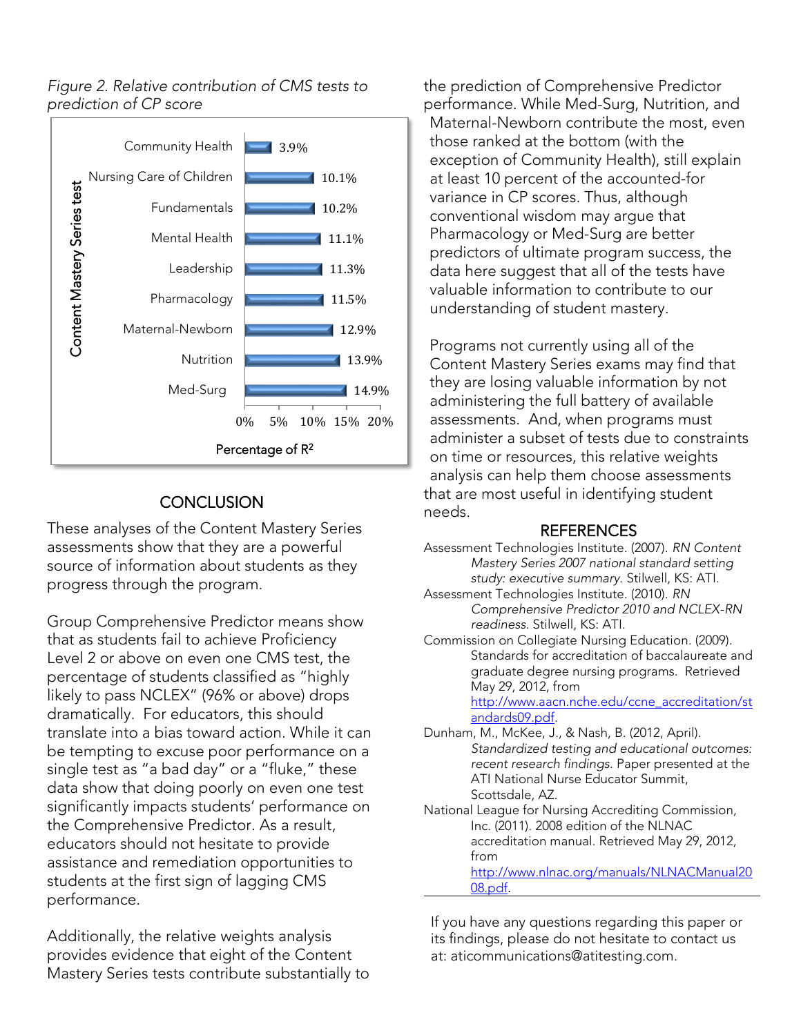*Figure 2. Relative contribution of CMS tests to prediction of CP score*

Content Mastery Series test

Community Health 3.9%
Nursing Care of Children 10.1%
Fundamentals 10.2%
Mental Health 11.1%
Leadership 11.3%
Pharmacology 11.5%
Maternal-Newborn 12.9%
Nutrition 13.9%
Med-Surg 14.9%

0% 5% 10% 15% 20%

Percentage of $R^2$

## CONCLUSION

These analyses of the Content Mastery Series assessments show that they are a powerful source of information about students as they progress through the program.

Group Comprehensive Predictor means show that as students fail to achieve Proficiency Level 2 or above on even one CMS test, the percentage of students classified as "highly likely to pass NCLEX" (96% or above) drops dramatically. For educators, this should translate into a bias toward action. While it can be tempting to excuse poor performance on a single test as "a bad day" or a "fluke," these data show that doing poorly on even one test significantly impacts students' performance on the Comprehensive Predictor. As a result, educators should not hesitate to provide assistance and remediation opportunities to students at the first sign of lagging CMS performance.

Additionally, the relative weights analysis provides evidence that eight of the Content Mastery Series tests contribute substantially to the prediction of Comprehensive Predictor performance. While Med-Surg, Nutrition, and Maternal-Newborn contribute the most, even those ranked at the bottom (with the exception of Community Health), still explain at least 10 percent of the accounted-for variance in CP scores. Thus, although conventional wisdom may argue that Pharmacology or Med-Surg are better predictors of ultimate program success, the data here suggest that all of the tests have valuable information to contribute to our understanding of student mastery.

Programs not currently using all of the Content Mastery Series exams may find that they are losing valuable information by not administering the full battery of available assessments. And, when programs must administer a subset of tests due to constraints on time or resources, this relative weights analysis can help them choose assessments that are most useful in identifying student needs.

## REFERENCES

Assessment Technologies Institute. (2007). *RN Content Mastery Series 2007 national standard setting study: executive summary.* Stilwell, KS: ATI.

Assessment Technologies Institute. (2010). *RN Comprehensive Predictor 2010 and NCLEX-RN readiness.* Stilwell, KS: ATI.

Commission on Collegiate Nursing Education. (2009). Standards for accreditation of baccalaureate and graduate degree nursing programs. Retrieved May 29, 2012, from http://www.aacn.nche.edu/ccne_accreditation/standards09.pdf.

Dunham, M., McKee, J., & Nash, B. (2012, April). *Standardized testing and educational outcomes: recent research findings.* Paper presented at the ATI National Nurse Educator Summit, Scottsdale, AZ.

National League for Nursing Accrediting Commission, Inc. (2011). 2008 edition of the NLNAC accreditation manual. Retrieved May 29, 2012, from http://www.nlnac.org/manuals/NLNACManual2008.pdf.

---

If you have any questions regarding this paper or its findings, please do not hesitate to contact us at: aticommunications@atitesting.com.